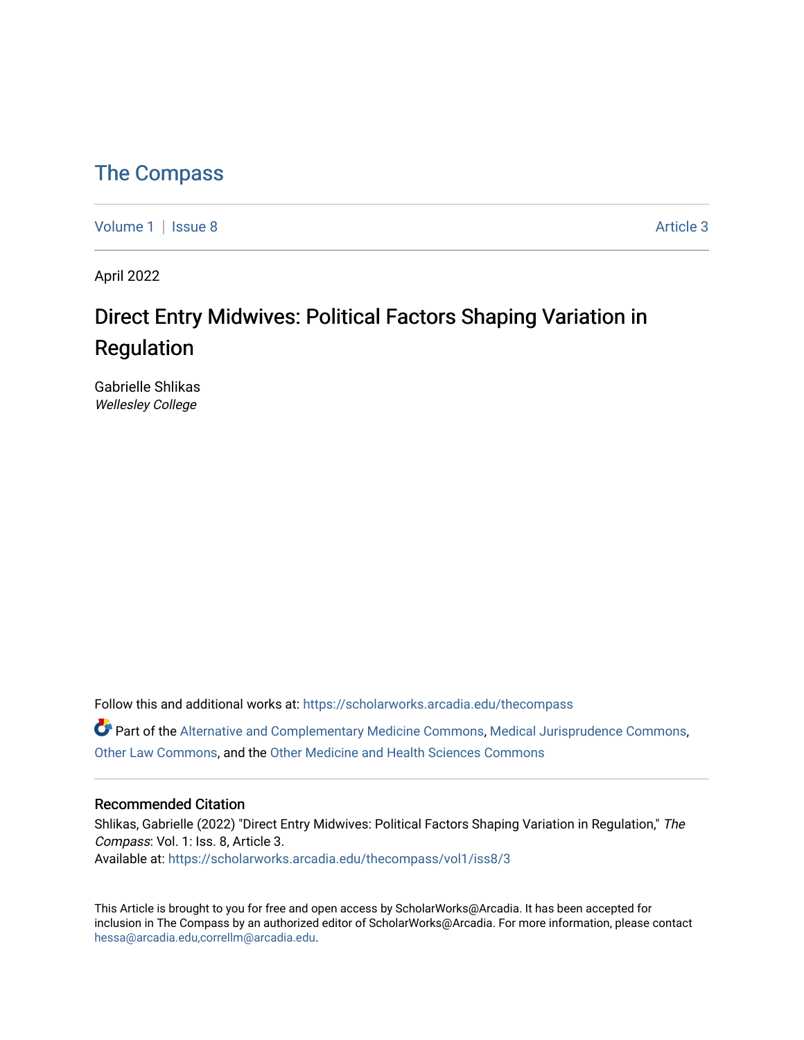# The Compass

Volume 1 | Issue 8 Article 3

April 2022

## Direct Entry Midwives: Political Factors Shaping Variation in Regulation

Gabrielle Shlikas
*Wellesley College*

Follow this and additional works at: https://scholarworks.arcadia.edu/thecompass

Part of the Alternative and Complementary Medicine Commons, Medical Jurisprudence Commons, Other Law Commons, and the Other Medicine and Health Sciences Commons

### Recommended Citation

Shlikas, Gabrielle (2022) "Direct Entry Midwives: Political Factors Shaping Variation in Regulation," *The Compass*: Vol. 1: Iss. 8, Article 3.
Available at: https://scholarworks.arcadia.edu/thecompass/vol1/iss8/3

This Article is brought to you for free and open access by ScholarWorks@Arcadia. It has been accepted for inclusion in The Compass by an authorized editor of ScholarWorks@Arcadia. For more information, please contact hessa@arcadia.edu,correllm@arcadia.edu.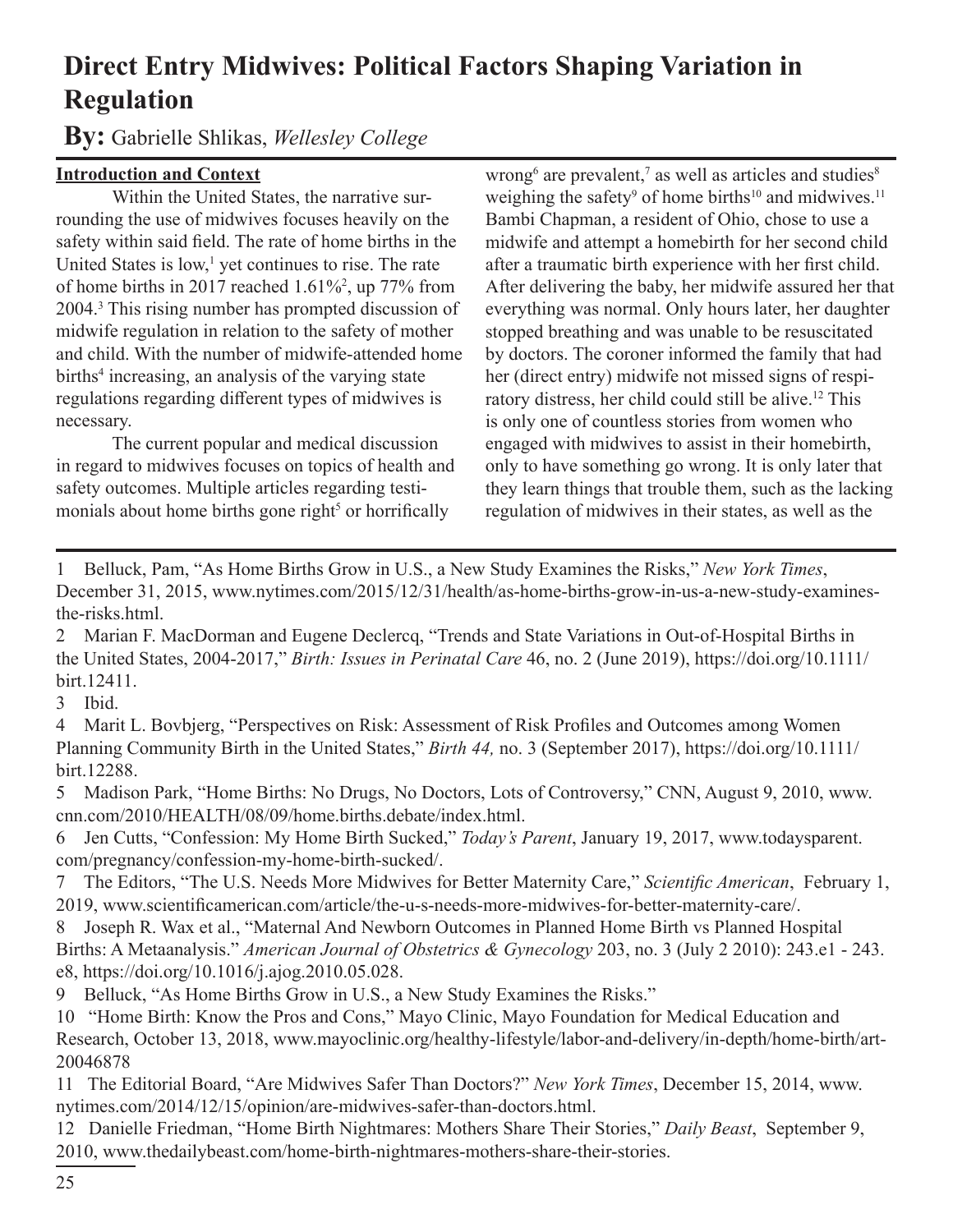# Direct Entry Midwives: Political Factors Shaping Variation in Regulation

**By:** Gabrielle Shlikas, *Wellesley College*

**Introduction and Context**

Within the United States, the narrative surrounding the use of midwives focuses heavily on the safety within said field. The rate of home births in the United States is low,[1] yet continues to rise. The rate of home births in 2017 reached 1.61%[2], up 77% from 2004.[3] This rising number has prompted discussion of midwife regulation in relation to the safety of mother and child. With the number of midwife-attended home births[4] increasing, an analysis of the varying state regulations regarding different types of midwives is necessary.

The current popular and medical discussion in regard to midwives focuses on topics of health and safety outcomes. Multiple articles regarding testimonials about home births gone right[5] or horrifically wrong[6] are prevalent,[7] as well as articles and studies[8] weighing the safety[9] of home births[10] and midwives.[11] Bambi Chapman, a resident of Ohio, chose to use a midwife and attempt a homebirth for her second child after a traumatic birth experience with her first child. After delivering the baby, her midwife assured her that everything was normal. Only hours later, her daughter stopped breathing and was unable to be resuscitated by doctors. The coroner informed the family that had her (direct entry) midwife not missed signs of respiratory distress, her child could still be alive.[12] This is only one of countless stories from women who engaged with midwives to assist in their homebirth, only to have something go wrong. It is only later that they learn things that trouble them, such as the lacking regulation of midwives in their states, as well as the

---

1 Belluck, Pam, "As Home Births Grow in U.S., a New Study Examines the Risks," *New York Times*, December 31, 2015, www.nytimes.com/2015/12/31/health/as-home-births-grow-in-us-a-new-study-examines-the-risks.html.

2 Marian F. MacDorman and Eugene Declercq, "Trends and State Variations in Out-of-Hospital Births in the United States, 2004-2017," *Birth: Issues in Perinatal Care* 46, no. 2 (June 2019), https://doi.org/10.1111/birt.12411.

3 Ibid.

4 Marit L. Bovbjerg, "Perspectives on Risk: Assessment of Risk Profiles and Outcomes among Women Planning Community Birth in the United States," *Birth 44,* no. 3 (September 2017), https://doi.org/10.1111/birt.12288.

5 Madison Park, "Home Births: No Drugs, No Doctors, Lots of Controversy," CNN, August 9, 2010, www.cnn.com/2010/HEALTH/08/09/home.births.debate/index.html.

6 Jen Cutts, "Confession: My Home Birth Sucked," *Today's Parent*, January 19, 2017, www.todaysparent.com/pregnancy/confession-my-home-birth-sucked/.

7 The Editors, "The U.S. Needs More Midwives for Better Maternity Care," *Scientific American*, February 1, 2019, www.scientificamerican.com/article/the-u-s-needs-more-midwives-for-better-maternity-care/.

8 Joseph R. Wax et al., "Maternal And Newborn Outcomes in Planned Home Birth vs Planned Hospital Births: A Metaanalysis." *American Journal of Obstetrics & Gynecology* 203, no. 3 (July 2 2010): 243.e1 - 243.e8, https://doi.org/10.1016/j.ajog.2010.05.028.

9 Belluck, "As Home Births Grow in U.S., a New Study Examines the Risks."

10 "Home Birth: Know the Pros and Cons," Mayo Clinic, Mayo Foundation for Medical Education and Research, October 13, 2018, www.mayoclinic.org/healthy-lifestyle/labor-and-delivery/in-depth/home-birth/art-20046878

11 The Editorial Board, "Are Midwives Safer Than Doctors?" *New York Times*, December 15, 2014, www.nytimes.com/2014/12/15/opinion/are-midwives-safer-than-doctors.html.

12 Danielle Friedman, "Home Birth Nightmares: Mothers Share Their Stories," *Daily Beast*, September 9, 2010, www.thedailybeast.com/home-birth-nightmares-mothers-share-their-stories.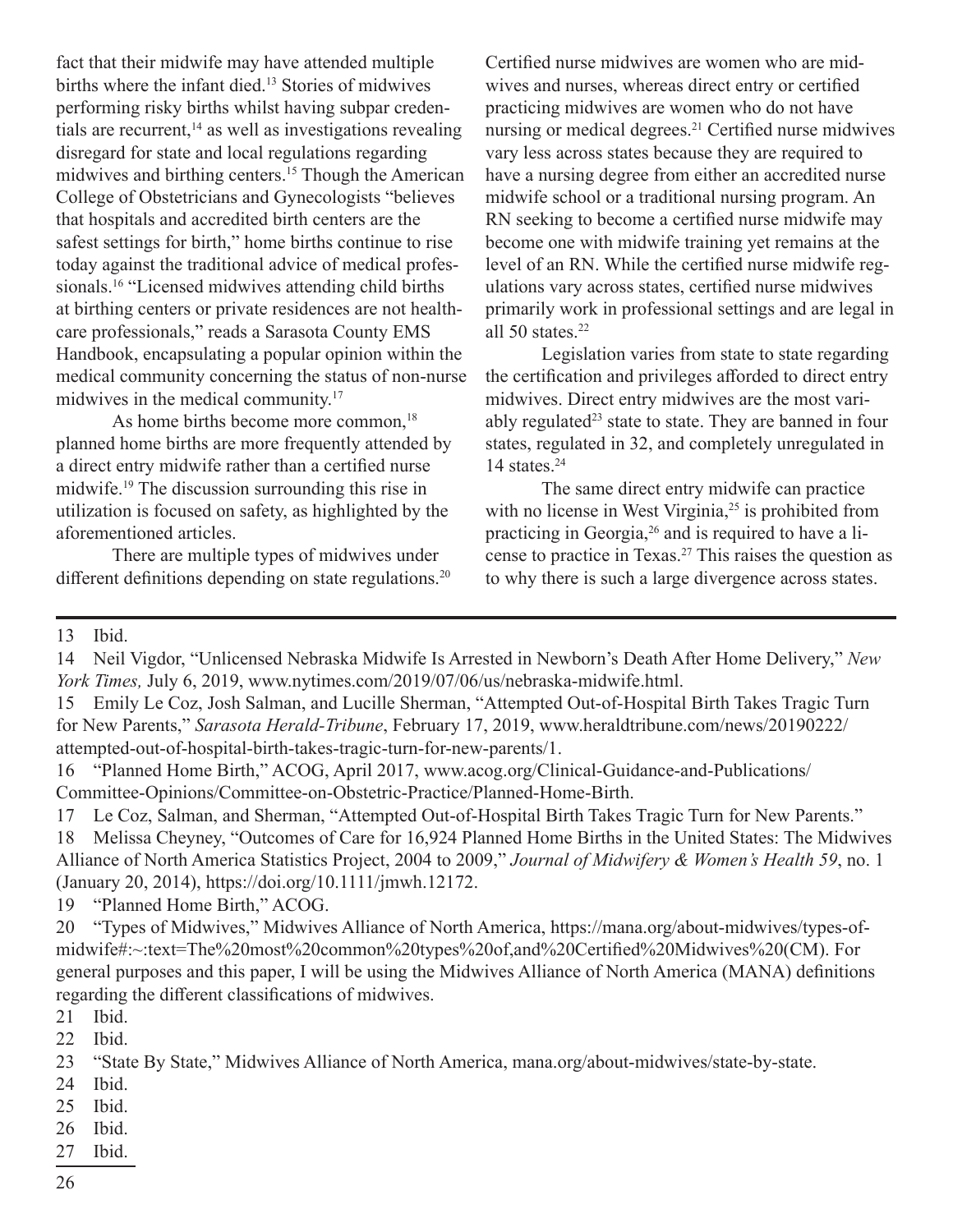fact that their midwife may have attended multiple births where the infant died.[13] Stories of midwives performing risky births whilst having subpar credentials are recurrent,[14] as well as investigations revealing disregard for state and local regulations regarding midwives and birthing centers.[15] Though the American College of Obstetricians and Gynecologists "believes that hospitals and accredited birth centers are the safest settings for birth," home births continue to rise today against the traditional advice of medical professionals.[16] "Licensed midwives attending child births at birthing centers or private residences are not healthcare professionals," reads a Sarasota County EMS Handbook, encapsulating a popular opinion within the medical community concerning the status of non-nurse midwives in the medical community.[17]

As home births become more common,[18] planned home births are more frequently attended by a direct entry midwife rather than a certified nurse midwife.[19] The discussion surrounding this rise in utilization is focused on safety, as highlighted by the aforementioned articles.

There are multiple types of midwives under different definitions depending on state regulations.[20] Certified nurse midwives are women who are midwives and nurses, whereas direct entry or certified practicing midwives are women who do not have nursing or medical degrees.[21] Certified nurse midwives vary less across states because they are required to have a nursing degree from either an accredited nurse midwife school or a traditional nursing program. An RN seeking to become a certified nurse midwife may become one with midwife training yet remains at the level of an RN. While the certified nurse midwife regulations vary across states, certified nurse midwives primarily work in professional settings and are legal in all 50 states.[22]

Legislation varies from state to state regarding the certification and privileges afforded to direct entry midwives. Direct entry midwives are the most variably regulated[23] state to state. They are banned in four states, regulated in 32, and completely unregulated in 14 states.[24]

The same direct entry midwife can practice with no license in West Virginia,[25] is prohibited from practicing in Georgia,[26] and is required to have a license to practice in Texas.[27] This raises the question as to why there is such a large divergence across states.

---

13 Ibid.

14 Neil Vigdor, "Unlicensed Nebraska Midwife Is Arrested in Newborn's Death After Home Delivery," *New York Times,* July 6, 2019, www.nytimes.com/2019/07/06/us/nebraska-midwife.html.

15 Emily Le Coz, Josh Salman, and Lucille Sherman, "Attempted Out-of-Hospital Birth Takes Tragic Turn for New Parents," *Sarasota Herald-Tribune*, February 17, 2019, www.heraldtribune.com/news/20190222/attempted-out-of-hospital-birth-takes-tragic-turn-for-new-parents/1.

16 "Planned Home Birth," ACOG, April 2017, www.acog.org/Clinical-Guidance-and-Publications/Committee-Opinions/Committee-on-Obstetric-Practice/Planned-Home-Birth.

17 Le Coz, Salman, and Sherman, "Attempted Out-of-Hospital Birth Takes Tragic Turn for New Parents."

18 Melissa Cheyney, "Outcomes of Care for 16,924 Planned Home Births in the United States: The Midwives Alliance of North America Statistics Project, 2004 to 2009," *Journal of Midwifery & Women's Health 59*, no. 1 (January 20, 2014), https://doi.org/10.1111/jmwh.12172.

19 "Planned Home Birth," ACOG.

20 "Types of Midwives," Midwives Alliance of North America, https://mana.org/about-midwives/types-of-midwife#:~:text=The%20most%20common%20types%20of,and%20Certified%20Midwives%20(CM). For general purposes and this paper, I will be using the Midwives Alliance of North America (MANA) definitions regarding the different classifications of midwives.

21 Ibid.

22 Ibid.

23 "State By State," Midwives Alliance of North America, mana.org/about-midwives/state-by-state.

24 Ibid.

25 Ibid.

26 Ibid.

27 Ibid.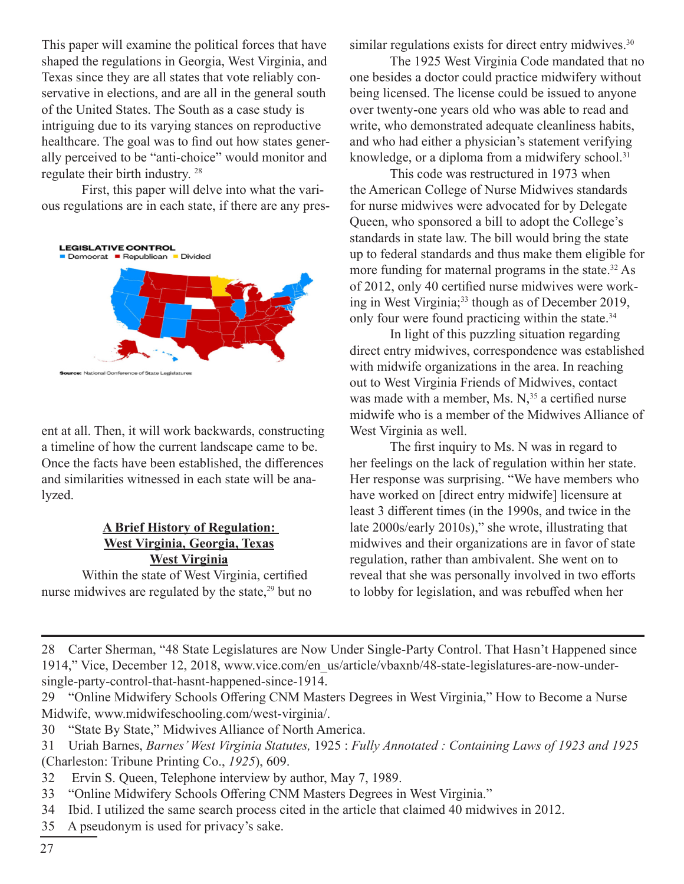This paper will examine the political forces that have shaped the regulations in Georgia, West Virginia, and Texas since they are all states that vote reliably conservative in elections, and are all in the general south of the United States. The South as a case study is intriguing due to its varying stances on reproductive healthcare. The goal was to find out how states generally perceived to be "anti-choice" would monitor and regulate their birth industry. [28]

First, this paper will delve into what the various regulations are in each state, if there are any present at all. Then, it will work backwards, constructing a timeline of how the current landscape came to be. Once the facts have been established, the differences and similarities witnessed in each state will be analyzed.

**LEGISLATIVE CONTROL**
Democrat ■ Republican ■ Divided

**Source:** National Conference of State Legislatures

## A Brief History of Regulation: West Virginia, Georgia, Texas

### West Virginia

Within the state of West Virginia, certified nurse midwives are regulated by the state,[29] but no similar regulations exists for direct entry midwives.[30]

The 1925 West Virginia Code mandated that no one besides a doctor could practice midwifery without being licensed. The license could be issued to anyone over twenty-one years old who was able to read and write, who demonstrated adequate cleanliness habits, and who had either a physician's statement verifying knowledge, or a diploma from a midwifery school.[31]

This code was restructured in 1973 when the American College of Nurse Midwives standards for nurse midwives were advocated for by Delegate Queen, who sponsored a bill to adopt the College's standards in state law. The bill would bring the state up to federal standards and thus make them eligible for more funding for maternal programs in the state.[32] As of 2012, only 40 certified nurse midwives were working in West Virginia;[33] though as of December 2019, only four were found practicing within the state.[34]

In light of this puzzling situation regarding direct entry midwives, correspondence was established with midwife organizations in the area. In reaching out to West Virginia Friends of Midwives, contact was made with a member, Ms. N,[35] a certified nurse midwife who is a member of the Midwives Alliance of West Virginia as well.

The first inquiry to Ms. N was in regard to her feelings on the lack of regulation within her state. Her response was surprising. "We have members who have worked on [direct entry midwife] licensure at least 3 different times (in the 1990s, and twice in the late 2000s/early 2010s)," she wrote, illustrating that midwives and their organizations are in favor of state regulation, rather than ambivalent. She went on to reveal that she was personally involved in two efforts to lobby for legislation, and was rebuffed when her

---

28 Carter Sherman, "48 State Legislatures are Now Under Single-Party Control. That Hasn't Happened since 1914," Vice, December 12, 2018, www.vice.com/en_us/article/vbaxnb/48-state-legislatures-are-now-under-single-party-control-that-hasnt-happened-since-1914.

29 "Online Midwifery Schools Offering CNM Masters Degrees in West Virginia," How to Become a Nurse Midwife, www.midwifeschooling.com/west-virginia/.

30 "State By State," Midwives Alliance of North America.

31 Uriah Barnes, *Barnes' West Virginia Statutes,* 1925 : *Fully Annotated : Containing Laws of 1923 and 1925* (Charleston: Tribune Printing Co., *1925*), 609.

32 Ervin S. Queen, Telephone interview by author, May 7, 1989.

33 "Online Midwifery Schools Offering CNM Masters Degrees in West Virginia."

34 Ibid. I utilized the same search process cited in the article that claimed 40 midwives in 2012.

35 A pseudonym is used for privacy's sake.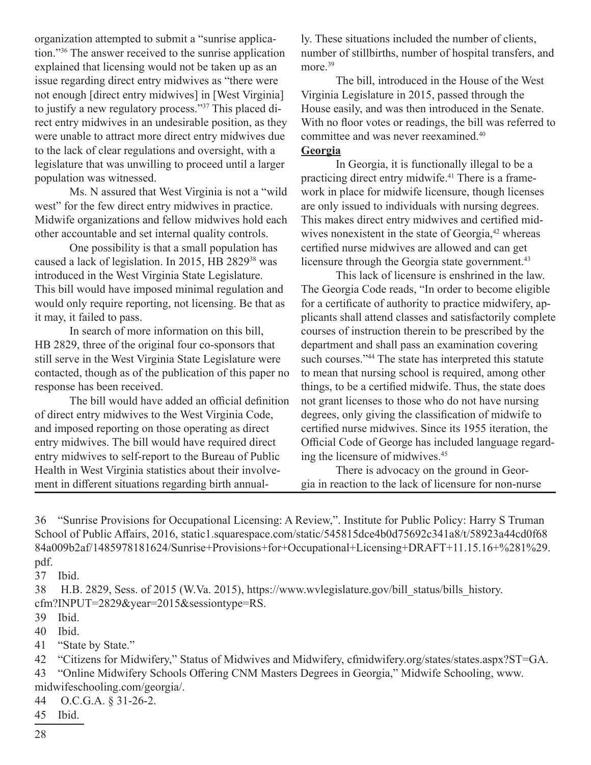organization attempted to submit a "sunrise application."[36] The answer received to the sunrise application explained that licensing would not be taken up as an issue regarding direct entry midwives as "there were not enough [direct entry midwives] in [West Virginia] to justify a new regulatory process."[37] This placed direct entry midwives in an undesirable position, as they were unable to attract more direct entry midwives due to the lack of clear regulations and oversight, with a legislature that was unwilling to proceed until a larger population was witnessed.

Ms. N assured that West Virginia is not a "wild west" for the few direct entry midwives in practice. Midwife organizations and fellow midwives hold each other accountable and set internal quality controls.

One possibility is that a small population has caused a lack of legislation. In 2015, HB 2829[38] was introduced in the West Virginia State Legislature. This bill would have imposed minimal regulation and would only require reporting, not licensing. Be that as it may, it failed to pass.

In search of more information on this bill, HB 2829, three of the original four co-sponsors that still serve in the West Virginia State Legislature were contacted, though as of the publication of this paper no response has been received.

The bill would have added an official definition of direct entry midwives to the West Virginia Code, and imposed reporting on those operating as direct entry midwives. The bill would have required direct entry midwives to self-report to the Bureau of Public Health in West Virginia statistics about their involvement in different situations regarding birth annually. These situations included the number of clients, number of stillbirths, number of hospital transfers, and more.[39]

The bill, introduced in the House of the West Virginia Legislature in 2015, passed through the House easily, and was then introduced in the Senate. With no floor votes or readings, the bill was referred to committee and was never reexamined.[40]

**Georgia**

In Georgia, it is functionally illegal to be a practicing direct entry midwife.[41] There is a framework in place for midwife licensure, though licenses are only issued to individuals with nursing degrees. This makes direct entry midwives and certified midwives nonexistent in the state of Georgia,[42] whereas certified nurse midwives are allowed and can get licensure through the Georgia state government.[43]

This lack of licensure is enshrined in the law. The Georgia Code reads, "In order to become eligible for a certificate of authority to practice midwifery, applicants shall attend classes and satisfactorily complete courses of instruction therein to be prescribed by the department and shall pass an examination covering such courses."[44] The state has interpreted this statute to mean that nursing school is required, among other things, to be a certified midwife. Thus, the state does not grant licenses to those who do not have nursing degrees, only giving the classification of midwife to certified nurse midwives. Since its 1955 iteration, the Official Code of George has included language regarding the licensure of midwives.[45]

There is advocacy on the ground in Georgia in reaction to the lack of licensure for non-nurse

---

36 "Sunrise Provisions for Occupational Licensing: A Review,". Institute for Public Policy: Harry S Truman School of Public Affairs, 2016, static1.squarespace.com/static/545815dce4b0d75692c341a8/t/58923a44cd0f6884a009b2af/1485978181624/Sunrise+Provisions+for+Occupational+Licensing+DRAFT+11.15.16+%281%29.pdf.

37 Ibid.

38 H.B. 2829, Sess. of 2015 (W.Va. 2015), https://www.wvlegislature.gov/bill_status/bills_history.cfm?INPUT=2829&year=2015&sessiontype=RS.

39 Ibid.

40 Ibid.

41 "State by State."

42 "Citizens for Midwifery," Status of Midwives and Midwifery, cfmidwifery.org/states/states.aspx?ST=GA.

43 "Online Midwifery Schools Offering CNM Masters Degrees in Georgia," Midwife Schooling, www.midwifeschooling.com/georgia/.

44 O.C.G.A. § 31-26-2.

45 Ibid.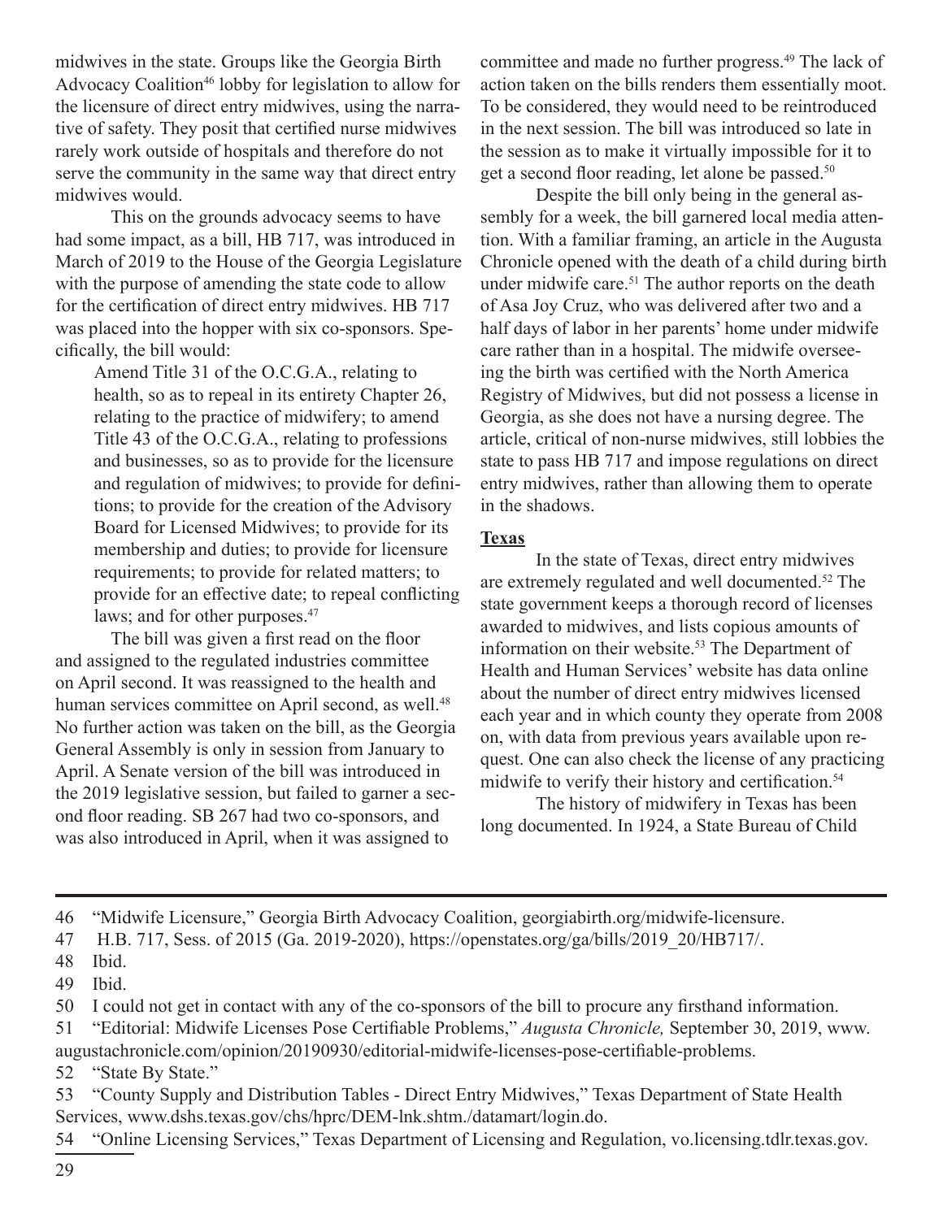midwives in the state. Groups like the Georgia Birth Advocacy Coalition[46] lobby for legislation to allow for the licensure of direct entry midwives, using the narrative of safety. They posit that certified nurse midwives rarely work outside of hospitals and therefore do not serve the community in the same way that direct entry midwives would.

This on the grounds advocacy seems to have had some impact, as a bill, HB 717, was introduced in March of 2019 to the House of the Georgia Legislature with the purpose of amending the state code to allow for the certification of direct entry midwives. HB 717 was placed into the hopper with six co-sponsors. Specifically, the bill would:

> Amend Title 31 of the O.C.G.A., relating to health, so as to repeal in its entirety Chapter 26, relating to the practice of midwifery; to amend Title 43 of the O.C.G.A., relating to professions and businesses, so as to provide for the licensure and regulation of midwives; to provide for definitions; to provide for the creation of the Advisory Board for Licensed Midwives; to provide for its membership and duties; to provide for licensure requirements; to provide for related matters; to provide for an effective date; to repeal conflicting laws; and for other purposes.[47]

The bill was given a first read on the floor and assigned to the regulated industries committee on April second. It was reassigned to the health and human services committee on April second, as well.[48] No further action was taken on the bill, as the Georgia General Assembly is only in session from January to April. A Senate version of the bill was introduced in the 2019 legislative session, but failed to garner a second floor reading. SB 267 had two co-sponsors, and was also introduced in April, when it was assigned to committee and made no further progress.[49] The lack of action taken on the bills renders them essentially moot. To be considered, they would need to be reintroduced in the next session. The bill was introduced so late in the session as to make it virtually impossible for it to get a second floor reading, let alone be passed.[50]

Despite the bill only being in the general assembly for a week, the bill garnered local media attention. With a familiar framing, an article in the Augusta Chronicle opened with the death of a child during birth under midwife care.[51] The author reports on the death of Asa Joy Cruz, who was delivered after two and a half days of labor in her parents' home under midwife care rather than in a hospital. The midwife overseeing the birth was certified with the North America Registry of Midwives, but did not possess a license in Georgia, as she does not have a nursing degree. The article, critical of non-nurse midwives, still lobbies the state to pass HB 717 and impose regulations on direct entry midwives, rather than allowing them to operate in the shadows.

### Texas

In the state of Texas, direct entry midwives are extremely regulated and well documented.[52] The state government keeps a thorough record of licenses awarded to midwives, and lists copious amounts of information on their website.[53] The Department of Health and Human Services' website has data online about the number of direct entry midwives licensed each year and in which county they operate from 2008 on, with data from previous years available upon request. One can also check the license of any practicing midwife to verify their history and certification.[54]

The history of midwifery in Texas has been long documented. In 1924, a State Bureau of Child

---

46 "Midwife Licensure," Georgia Birth Advocacy Coalition, georgiabirth.org/midwife-licensure.

47 H.B. 717, Sess. of 2015 (Ga. 2019-2020), https://openstates.org/ga/bills/2019_20/HB717/.

48 Ibid.

49 Ibid.

50 I could not get in contact with any of the co-sponsors of the bill to procure any firsthand information.

51 "Editorial: Midwife Licenses Pose Certifiable Problems," *Augusta Chronicle,* September 30, 2019, www.augustachronicle.com/opinion/20190930/editorial-midwife-licenses-pose-certifiable-problems.

52 "State By State."

53 "County Supply and Distribution Tables - Direct Entry Midwives," Texas Department of State Health Services, www.dshs.texas.gov/chs/hprc/DEM-lnk.shtm./datamart/login.do.

54 "Online Licensing Services," Texas Department of Licensing and Regulation, vo.licensing.tdlr.texas.gov.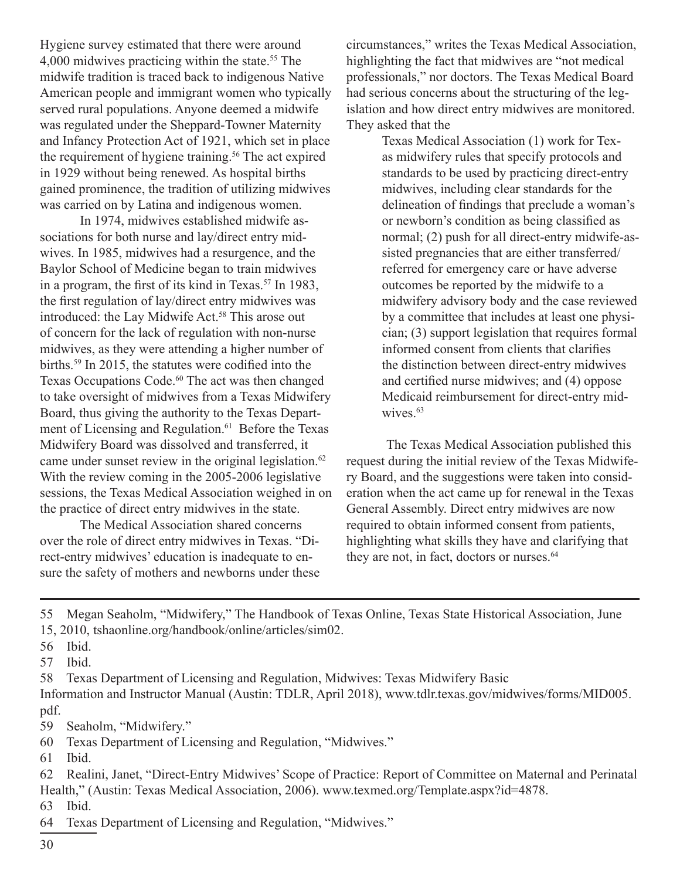Hygiene survey estimated that there were around 4,000 midwives practicing within the state.[55] The midwife tradition is traced back to indigenous Native American people and immigrant women who typically served rural populations. Anyone deemed a midwife was regulated under the Sheppard-Towner Maternity and Infancy Protection Act of 1921, which set in place the requirement of hygiene training.[56] The act expired in 1929 without being renewed. As hospital births gained prominence, the tradition of utilizing midwives was carried on by Latina and indigenous women.

In 1974, midwives established midwife associations for both nurse and lay/direct entry midwives. In 1985, midwives had a resurgence, and the Baylor School of Medicine began to train midwives in a program, the first of its kind in Texas.[57] In 1983, the first regulation of lay/direct entry midwives was introduced: the Lay Midwife Act.[58] This arose out of concern for the lack of regulation with non-nurse midwives, as they were attending a higher number of births.[59] In 2015, the statutes were codified into the Texas Occupations Code.[60] The act was then changed to take oversight of midwives from a Texas Midwifery Board, thus giving the authority to the Texas Department of Licensing and Regulation.[61] Before the Texas Midwifery Board was dissolved and transferred, it came under sunset review in the original legislation.[62] With the review coming in the 2005-2006 legislative sessions, the Texas Medical Association weighed in on the practice of direct entry midwives in the state.

The Medical Association shared concerns over the role of direct entry midwives in Texas. "Direct-entry midwives' education is inadequate to ensure the safety of mothers and newborns under these circumstances," writes the Texas Medical Association, highlighting the fact that midwives are "not medical professionals," nor doctors. The Texas Medical Board had serious concerns about the structuring of the legislation and how direct entry midwives are monitored. They asked that the

> Texas Medical Association (1) work for Texas midwifery rules that specify protocols and standards to be used by practicing direct-entry midwives, including clear standards for the delineation of findings that preclude a woman's or newborn's condition as being classified as normal; (2) push for all direct-entry midwife-assisted pregnancies that are either transferred/referred for emergency care or have adverse outcomes be reported by the midwife to a midwifery advisory body and the case reviewed by a committee that includes at least one physician; (3) support legislation that requires formal informed consent from clients that clarifies the distinction between direct-entry midwives and certified nurse midwives; and (4) oppose Medicaid reimbursement for direct-entry midwives.[63]

The Texas Medical Association published this request during the initial review of the Texas Midwifery Board, and the suggestions were taken into consideration when the act came up for renewal in the Texas General Assembly. Direct entry midwives are now required to obtain informed consent from patients, highlighting what skills they have and clarifying that they are not, in fact, doctors or nurses.[64]

---

55 Megan Seaholm, "Midwifery," The Handbook of Texas Online, Texas State Historical Association, June 15, 2010, tshaonline.org/handbook/online/articles/sim02.

56 Ibid.

57 Ibid.

58 Texas Department of Licensing and Regulation, Midwives: Texas Midwifery Basic Information and Instructor Manual (Austin: TDLR, April 2018), www.tdlr.texas.gov/midwives/forms/MID005.pdf.

59 Seaholm, "Midwifery."

60 Texas Department of Licensing and Regulation, "Midwives."

61 Ibid.

62 Realini, Janet, "Direct-Entry Midwives' Scope of Practice: Report of Committee on Maternal and Perinatal Health," (Austin: Texas Medical Association, 2006). www.texmed.org/Template.aspx?id=4878.

63 Ibid.

64 Texas Department of Licensing and Regulation, "Midwives."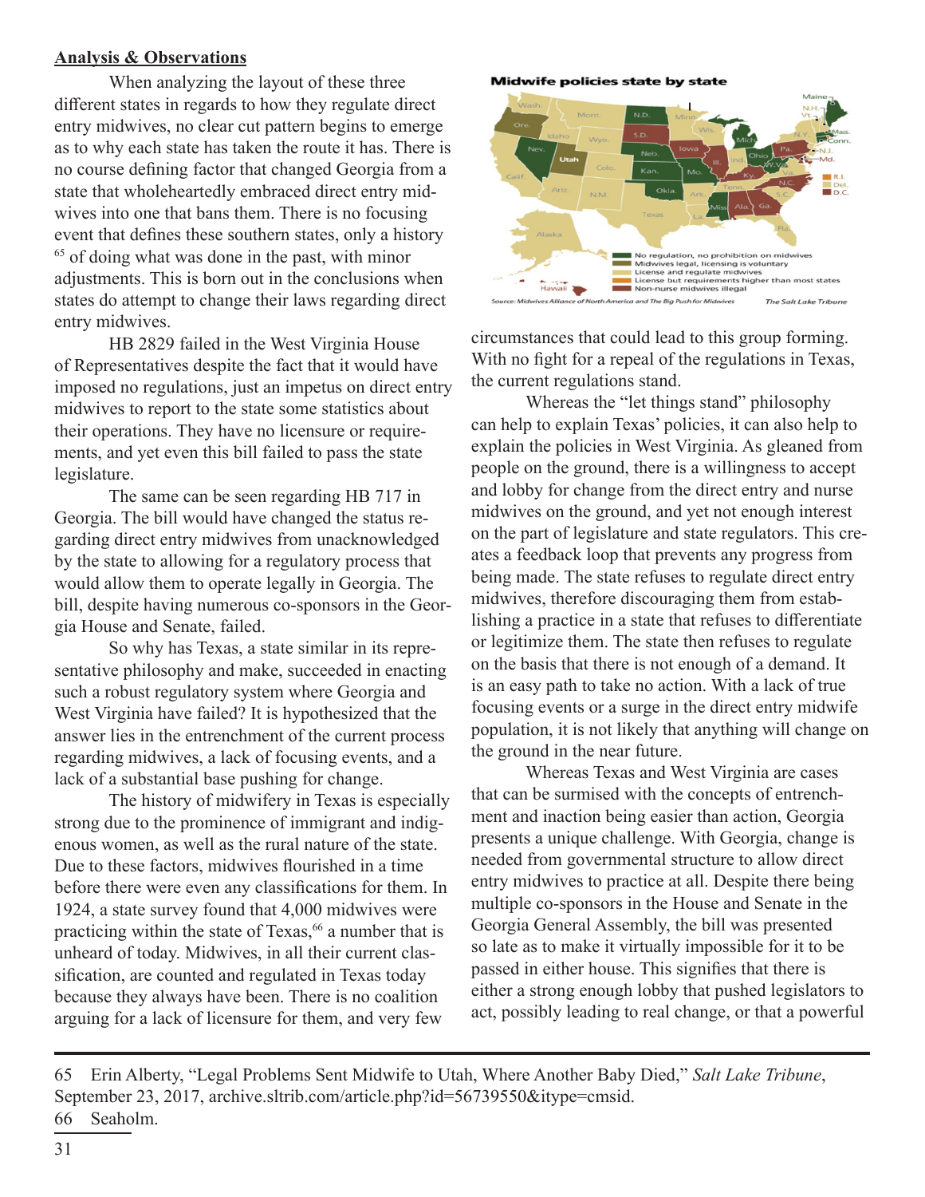**Analysis & Observations**

When analyzing the layout of these three different states in regards to how they regulate direct entry midwives, no clear cut pattern begins to emerge as to why each state has taken the route it has. There is no course defining factor that changed Georgia from a state that wholeheartedly embraced direct entry midwives into one that bans them. There is no focusing event that defines these southern states, only a history[65] of doing what was done in the past, with minor adjustments. This is born out in the conclusions when states do attempt to change their laws regarding direct entry midwives.

HB 2829 failed in the West Virginia House of Representatives despite the fact that it would have imposed no regulations, just an impetus on direct entry midwives to report to the state some statistics about their operations. They have no licensure or requirements, and yet even this bill failed to pass the state legislature.

The same can be seen regarding HB 717 in Georgia. The bill would have changed the status regarding direct entry midwives from unacknowledged by the state to allowing for a regulatory process that would allow them to operate legally in Georgia. The bill, despite having numerous co-sponsors in the Georgia House and Senate, failed.

So why has Texas, a state similar in its representative philosophy and make, succeeded in enacting such a robust regulatory system where Georgia and West Virginia have failed? It is hypothesized that the answer lies in the entrenchment of the current process regarding midwives, a lack of focusing events, and a lack of a substantial base pushing for change.

The history of midwifery in Texas is especially strong due to the prominence of immigrant and indigenous women, as well as the rural nature of the state. Due to these factors, midwives flourished in a time before there were even any classifications for them. In 1924, a state survey found that 4,000 midwives were practicing within the state of Texas,[66] a number that is unheard of today. Midwives, in all their current classification, are counted and regulated in Texas today because they always have been. There is no coalition arguing for a lack of licensure for them, and very few circumstances that could lead to this group forming. With no fight for a repeal of the regulations in Texas, the current regulations stand.

Whereas the "let things stand" philosophy can help to explain Texas' policies, it can also help to explain the policies in West Virginia. As gleaned from people on the ground, there is a willingness to accept and lobby for change from the direct entry and nurse midwives on the ground, and yet not enough interest on the part of legislature and state regulators. This creates a feedback loop that prevents any progress from being made. The state refuses to regulate direct entry midwives, therefore discouraging them from establishing a practice in a state that refuses to differentiate or legitimize them. The state then refuses to regulate on the basis that there is not enough of a demand. It is an easy path to take no action. With a lack of true focusing events or a surge in the direct entry midwife population, it is not likely that anything will change on the ground in the near future.

Whereas Texas and West Virginia are cases that can be surmised with the concepts of entrenchment and inaction being easier than action, Georgia presents a unique challenge. With Georgia, change is needed from governmental structure to allow direct entry midwives to practice at all. Despite there being multiple co-sponsors in the House and Senate in the Georgia General Assembly, the bill was presented so late as to make it virtually impossible for it to be passed in either house. This signifies that there is either a strong enough lobby that pushed legislators to act, possibly leading to real change, or that a powerful

**Midwife policies state by state**

- No regulation, no prohibition on midwives
- Midwives legal, licensing is voluntary
- License and regulate midwives
- License but requirements higher than most states
- Non-nurse midwives illegal

Source: Midwives Alliance of North America and The Big Push for Midwives — The Salt Lake Tribune

---

65 Erin Alberty, "Legal Problems Sent Midwife to Utah, Where Another Baby Died," *Salt Lake Tribune*, September 23, 2017, archive.sltrib.com/article.php?id=56739550&itype=cmsid.

66 Seaholm.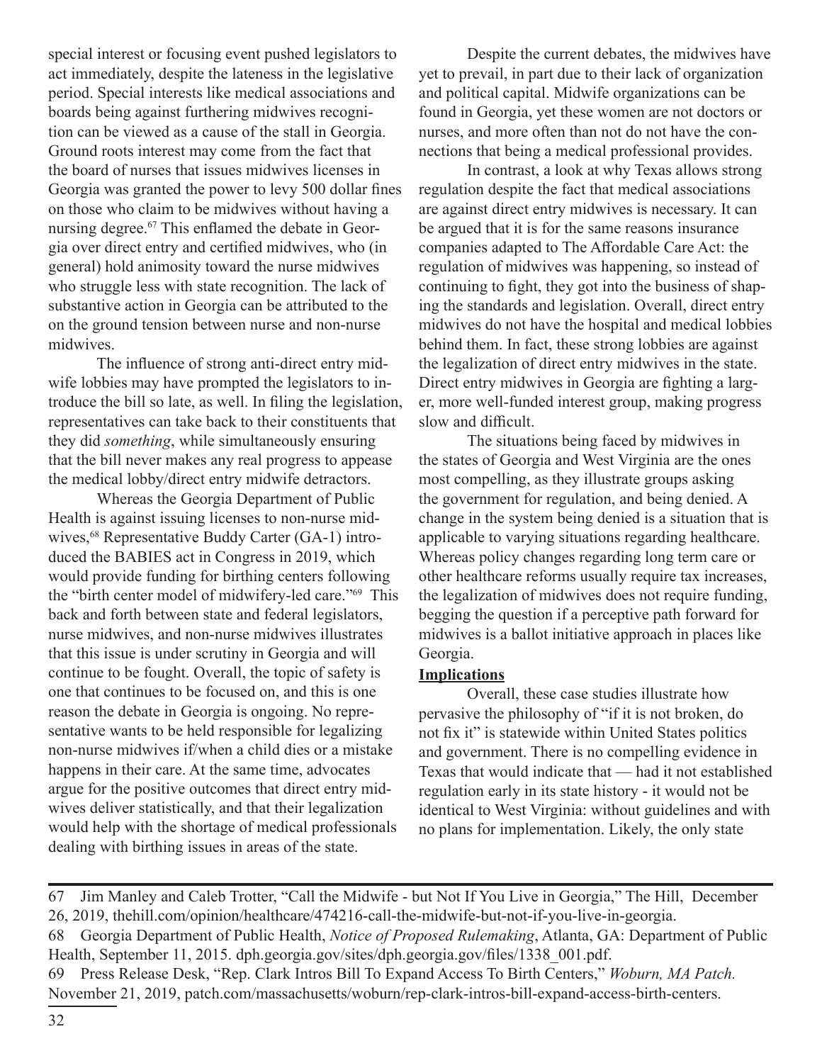special interest or focusing event pushed legislators to act immediately, despite the lateness in the legislative period. Special interests like medical associations and boards being against furthering midwives recognition can be viewed as a cause of the stall in Georgia. Ground roots interest may come from the fact that the board of nurses that issues midwives licenses in Georgia was granted the power to levy 500 dollar fines on those who claim to be midwives without having a nursing degree.[67] This enflamed the debate in Georgia over direct entry and certified midwives, who (in general) hold animosity toward the nurse midwives who struggle less with state recognition. The lack of substantive action in Georgia can be attributed to the on the ground tension between nurse and non-nurse midwives.

The influence of strong anti-direct entry midwife lobbies may have prompted the legislators to introduce the bill so late, as well. In filing the legislation, representatives can take back to their constituents that they did *something*, while simultaneously ensuring that the bill never makes any real progress to appease the medical lobby/direct entry midwife detractors.

Whereas the Georgia Department of Public Health is against issuing licenses to non-nurse midwives,[68] Representative Buddy Carter (GA-1) introduced the BABIES act in Congress in 2019, which would provide funding for birthing centers following the "birth center model of midwifery-led care."[69] This back and forth between state and federal legislators, nurse midwives, and non-nurse midwives illustrates that this issue is under scrutiny in Georgia and will continue to be fought. Overall, the topic of safety is one that continues to be focused on, and this is one reason the debate in Georgia is ongoing. No representative wants to be held responsible for legalizing non-nurse midwives if/when a child dies or a mistake happens in their care. At the same time, advocates argue for the positive outcomes that direct entry midwives deliver statistically, and that their legalization would help with the shortage of medical professionals dealing with birthing issues in areas of the state.

Despite the current debates, the midwives have yet to prevail, in part due to their lack of organization and political capital. Midwife organizations can be found in Georgia, yet these women are not doctors or nurses, and more often than not do not have the connections that being a medical professional provides.

In contrast, a look at why Texas allows strong regulation despite the fact that medical associations are against direct entry midwives is necessary. It can be argued that it is for the same reasons insurance companies adapted to The Affordable Care Act: the regulation of midwives was happening, so instead of continuing to fight, they got into the business of shaping the standards and legislation. Overall, direct entry midwives do not have the hospital and medical lobbies behind them. In fact, these strong lobbies are against the legalization of direct entry midwives in the state. Direct entry midwives in Georgia are fighting a larger, more well-funded interest group, making progress slow and difficult.

The situations being faced by midwives in the states of Georgia and West Virginia are the ones most compelling, as they illustrate groups asking the government for regulation, and being denied. A change in the system being denied is a situation that is applicable to varying situations regarding healthcare. Whereas policy changes regarding long term care or other healthcare reforms usually require tax increases, the legalization of midwives does not require funding, begging the question if a perceptive path forward for midwives is a ballot initiative approach in places like Georgia.

**Implications**

Overall, these case studies illustrate how pervasive the philosophy of "if it is not broken, do not fix it" is statewide within United States politics and government. There is no compelling evidence in Texas that would indicate that — had it not established regulation early in its state history - it would not be identical to West Virginia: without guidelines and with no plans for implementation. Likely, the only state

---

67 Jim Manley and Caleb Trotter, "Call the Midwife - but Not If You Live in Georgia," The Hill, December 26, 2019, thehill.com/opinion/healthcare/474216-call-the-midwife-but-not-if-you-live-in-georgia.

68 Georgia Department of Public Health, *Notice of Proposed Rulemaking*, Atlanta, GA: Department of Public Health, September 11, 2015. dph.georgia.gov/sites/dph.georgia.gov/files/1338_001.pdf.

69 Press Release Desk, "Rep. Clark Intros Bill To Expand Access To Birth Centers," *Woburn, MA Patch.* November 21, 2019, patch.com/massachusetts/woburn/rep-clark-intros-bill-expand-access-birth-centers.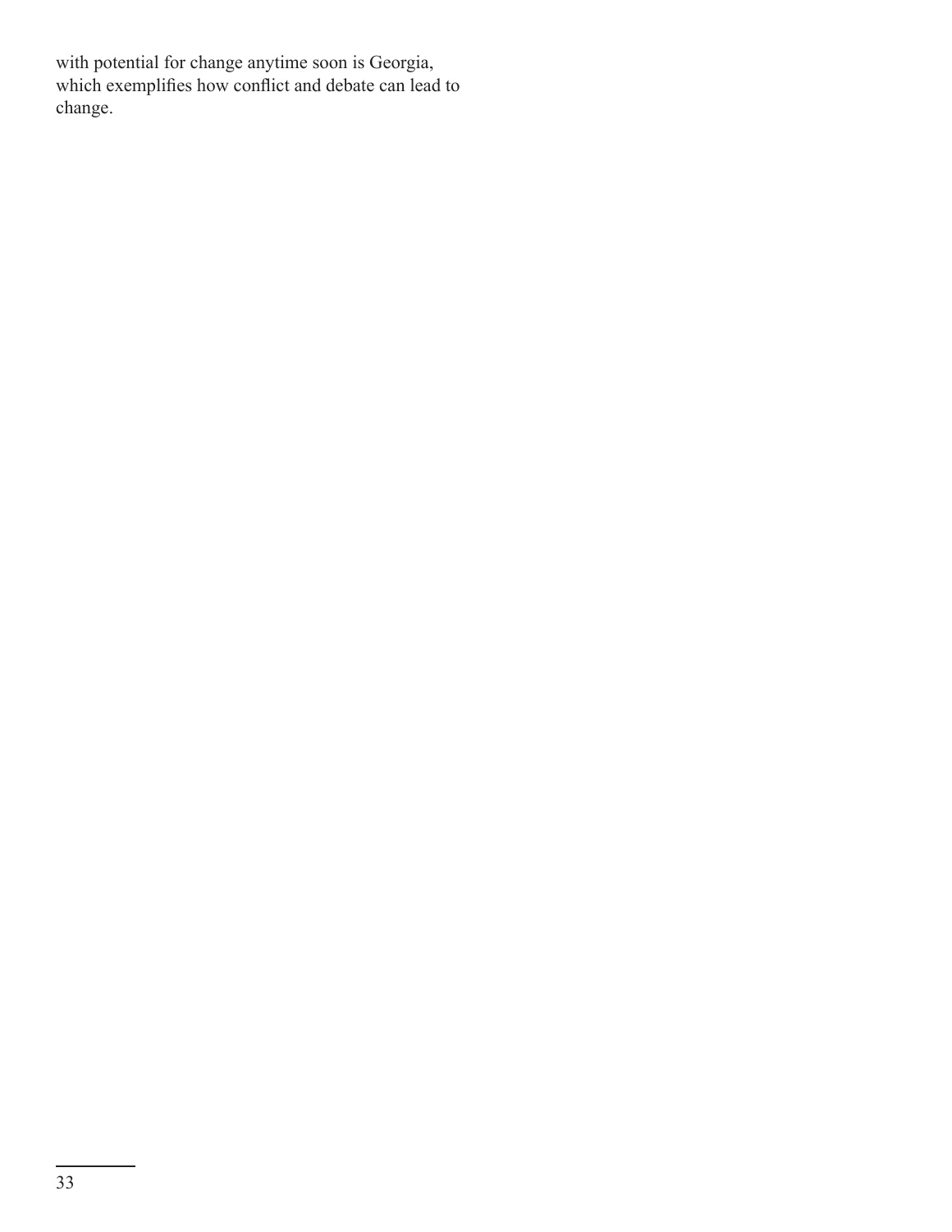with potential for change anytime soon is Georgia, which exemplifies how conflict and debate can lead to change.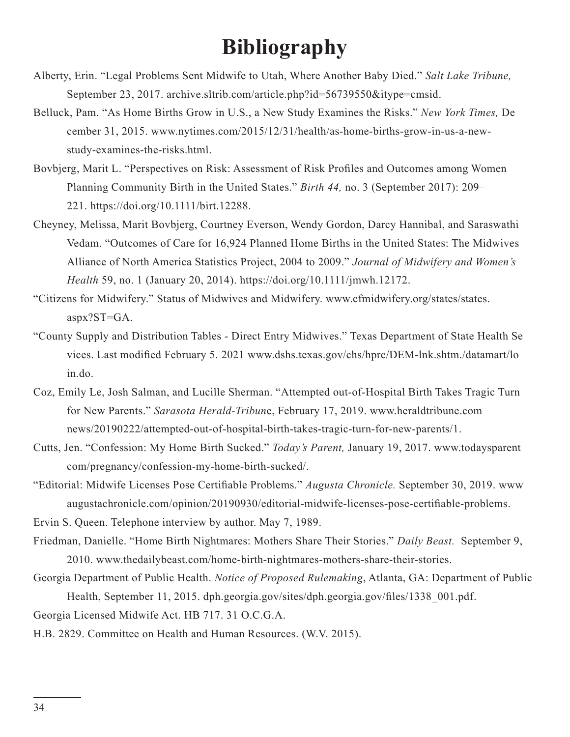# Bibliography

Alberty, Erin. "Legal Problems Sent Midwife to Utah, Where Another Baby Died." *Salt Lake Tribune,* September 23, 2017. archive.sltrib.com/article.php?id=56739550&itype=cmsid.

Belluck, Pam. "As Home Births Grow in U.S., a New Study Examines the Risks." *New York Times,* De cember 31, 2015. www.nytimes.com/2015/12/31/health/as-home-births-grow-in-us-a-new-study-examines-the-risks.html.

Bovbjerg, Marit L. "Perspectives on Risk: Assessment of Risk Profiles and Outcomes among Women Planning Community Birth in the United States." *Birth 44,* no. 3 (September 2017): 209–221. https://doi.org/10.1111/birt.12288.

Cheyney, Melissa, Marit Bovbjerg, Courtney Everson, Wendy Gordon, Darcy Hannibal, and Saraswathi Vedam. "Outcomes of Care for 16,924 Planned Home Births in the United States: The Midwives Alliance of North America Statistics Project, 2004 to 2009." *Journal of Midwifery and Women's Health* 59, no. 1 (January 20, 2014). https://doi.org/10.1111/jmwh.12172.

"Citizens for Midwifery." Status of Midwives and Midwifery. www.cfmidwifery.org/states/states.aspx?ST=GA.

"County Supply and Distribution Tables - Direct Entry Midwives." Texas Department of State Health Se vices. Last modified February 5. 2021 www.dshs.texas.gov/chs/hprc/DEM-lnk.shtm./datamart/lo in.do.

Coz, Emily Le, Josh Salman, and Lucille Sherman. "Attempted out-of-Hospital Birth Takes Tragic Turn for New Parents." *Sarasota Herald-Tribun*e, February 17, 2019. www.heraldtribune.com news/20190222/attempted-out-of-hospital-birth-takes-tragic-turn-for-new-parents/1.

Cutts, Jen. "Confession: My Home Birth Sucked." *Today's Parent,* January 19, 2017. www.todaysparent com/pregnancy/confession-my-home-birth-sucked/.

"Editorial: Midwife Licenses Pose Certifiable Problems." *Augusta Chronicle.* September 30, 2019. www augustachronicle.com/opinion/20190930/editorial-midwife-licenses-pose-certifiable-problems.

Ervin S. Queen. Telephone interview by author. May 7, 1989.

Friedman, Danielle. "Home Birth Nightmares: Mothers Share Their Stories." *Daily Beast.* September 9, 2010. www.thedailybeast.com/home-birth-nightmares-mothers-share-their-stories.

Georgia Department of Public Health. *Notice of Proposed Rulemaking*, Atlanta, GA: Department of Public Health, September 11, 2015. dph.georgia.gov/sites/dph.georgia.gov/files/1338_001.pdf.

Georgia Licensed Midwife Act. HB 717. 31 O.C.G.A.

H.B. 2829. Committee on Health and Human Resources. (W.V. 2015).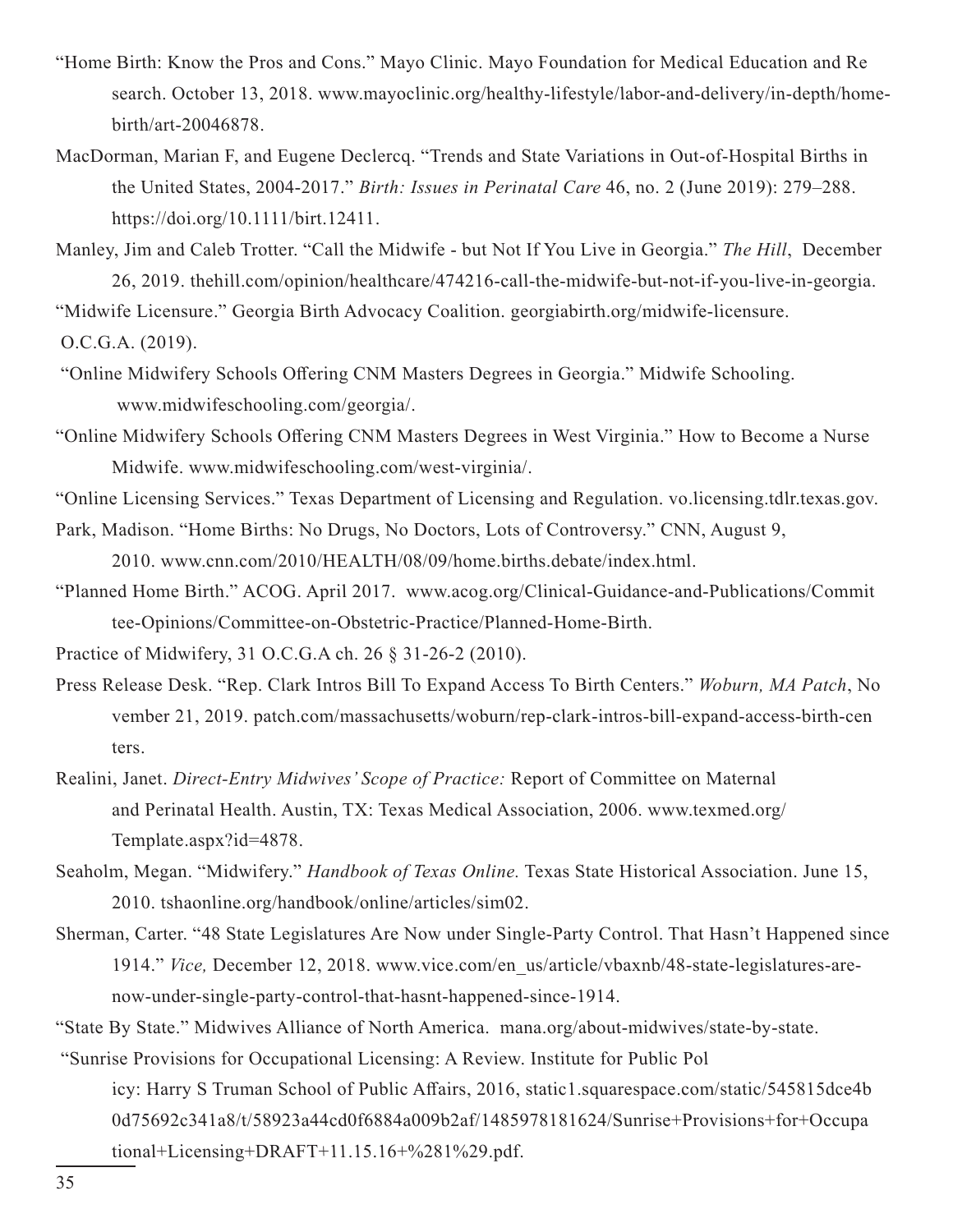"Home Birth: Know the Pros and Cons." Mayo Clinic. Mayo Foundation for Medical Education and Re search. October 13, 2018. www.mayoclinic.org/healthy-lifestyle/labor-and-delivery/in-depth/home-birth/art-20046878.

MacDorman, Marian F, and Eugene Declercq. "Trends and State Variations in Out-of-Hospital Births in the United States, 2004-2017." *Birth: Issues in Perinatal Care* 46, no. 2 (June 2019): 279–288. https://doi.org/10.1111/birt.12411.

Manley, Jim and Caleb Trotter. "Call the Midwife - but Not If You Live in Georgia." *The Hill*, December 26, 2019. thehill.com/opinion/healthcare/474216-call-the-midwife-but-not-if-you-live-in-georgia.

"Midwife Licensure." Georgia Birth Advocacy Coalition. georgiabirth.org/midwife-licensure.

O.C.G.A. (2019).

"Online Midwifery Schools Offering CNM Masters Degrees in Georgia." Midwife Schooling. www.midwifeschooling.com/georgia/.

"Online Midwifery Schools Offering CNM Masters Degrees in West Virginia." How to Become a Nurse Midwife. www.midwifeschooling.com/west-virginia/.

"Online Licensing Services." Texas Department of Licensing and Regulation. vo.licensing.tdlr.texas.gov.

Park, Madison. "Home Births: No Drugs, No Doctors, Lots of Controversy." CNN, August 9, 2010. www.cnn.com/2010/HEALTH/08/09/home.births.debate/index.html.

"Planned Home Birth." ACOG. April 2017. www.acog.org/Clinical-Guidance-and-Publications/Commit tee-Opinions/Committee-on-Obstetric-Practice/Planned-Home-Birth.

Practice of Midwifery, 31 O.C.G.A ch. 26 § 31-26-2 (2010).

Press Release Desk. "Rep. Clark Intros Bill To Expand Access To Birth Centers." *Woburn, MA Patch*, No vember 21, 2019. patch.com/massachusetts/woburn/rep-clark-intros-bill-expand-access-birth-cen ters.

Realini, Janet. *Direct-Entry Midwives' Scope of Practice:* Report of Committee on Maternal and Perinatal Health. Austin, TX: Texas Medical Association, 2006. www.texmed.org/Template.aspx?id=4878.

Seaholm, Megan. "Midwifery." *Handbook of Texas Online.* Texas State Historical Association. June 15, 2010. tshaonline.org/handbook/online/articles/sim02.

Sherman, Carter. "48 State Legislatures Are Now under Single-Party Control. That Hasn't Happened since 1914." *Vice,* December 12, 2018. www.vice.com/en_us/article/vbaxnb/48-state-legislatures-are-now-under-single-party-control-that-hasnt-happened-since-1914.

"State By State." Midwives Alliance of North America. mana.org/about-midwives/state-by-state.

"Sunrise Provisions for Occupational Licensing: A Review. Institute for Public Pol icy: Harry S Truman School of Public Affairs, 2016, static1.squarespace.com/static/545815dce4b0d75692c341a8/t/58923a44cd0f6884a009b2af/1485978181624/Sunrise+Provisions+for+Occupa tional+Licensing+DRAFT+11.15.16+%281%29.pdf.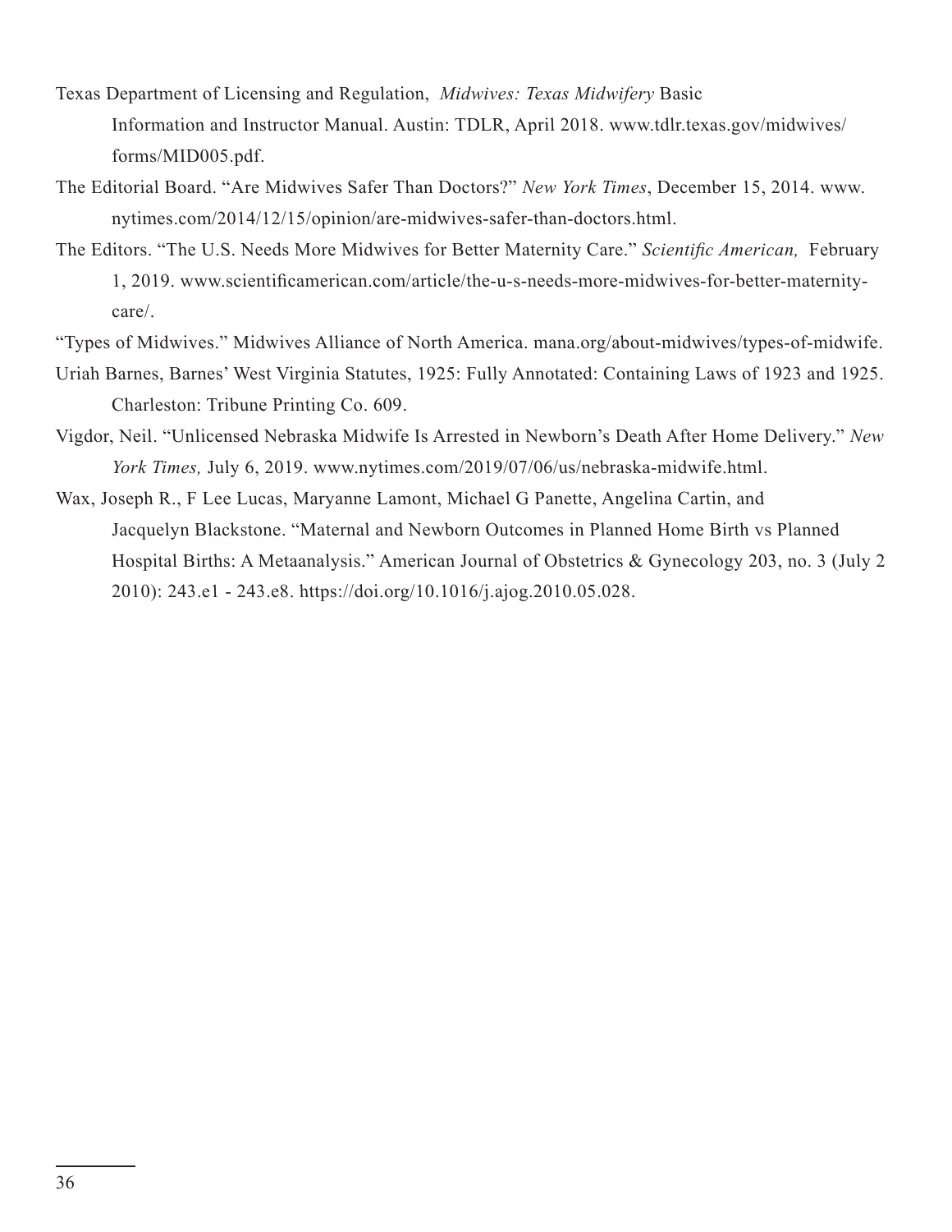Texas Department of Licensing and Regulation, *Midwives: Texas Midwifery* Basic Information and Instructor Manual. Austin: TDLR, April 2018. www.tdlr.texas.gov/midwives/forms/MID005.pdf.

The Editorial Board. "Are Midwives Safer Than Doctors?" *New York Times*, December 15, 2014. www.nytimes.com/2014/12/15/opinion/are-midwives-safer-than-doctors.html.

The Editors. "The U.S. Needs More Midwives for Better Maternity Care." *Scientific American,* February 1, 2019. www.scientificamerican.com/article/the-u-s-needs-more-midwives-for-better-maternity-care/.

"Types of Midwives." Midwives Alliance of North America. mana.org/about-midwives/types-of-midwife.

Uriah Barnes, Barnes' West Virginia Statutes, 1925: Fully Annotated: Containing Laws of 1923 and 1925. Charleston: Tribune Printing Co. 609.

Vigdor, Neil. "Unlicensed Nebraska Midwife Is Arrested in Newborn's Death After Home Delivery." *New York Times,* July 6, 2019. www.nytimes.com/2019/07/06/us/nebraska-midwife.html.

Wax, Joseph R., F Lee Lucas, Maryanne Lamont, Michael G Panette, Angelina Cartin, and Jacquelyn Blackstone. "Maternal and Newborn Outcomes in Planned Home Birth vs Planned Hospital Births: A Metaanalysis." American Journal of Obstetrics & Gynecology 203, no. 3 (July 2 2010): 243.e1 - 243.e8. https://doi.org/10.1016/j.ajog.2010.05.028.